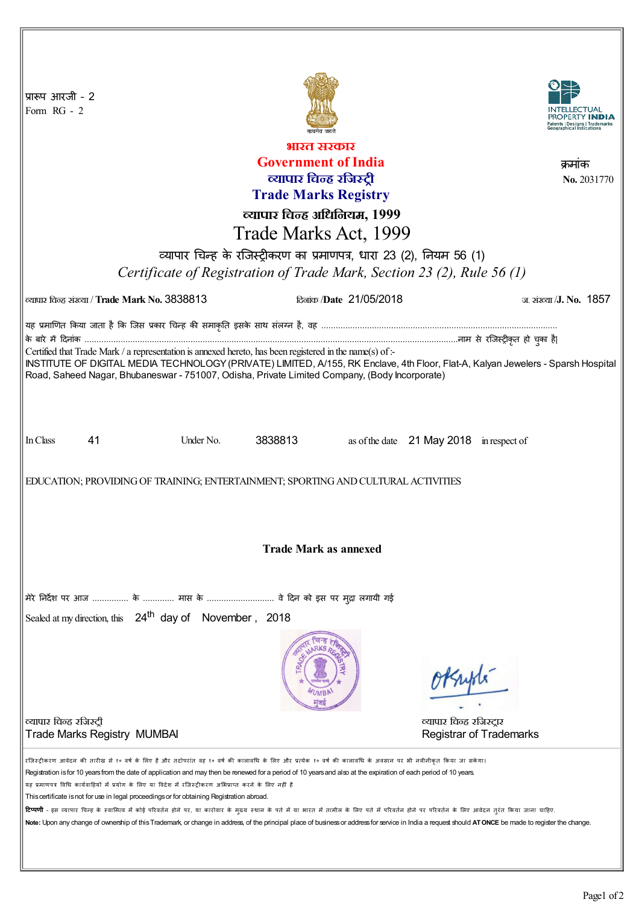प्रारूप आरजी - 2
Form RG - 2

# भारत सरकार
# Government of India
## व्यापार चिन्ह रजिस्ट्री
## Trade Marks Registry
### व्यापार चिन्ह अधिनियम, 1999
### Trade Marks Act, 1999

क्रमांक
**No.** 2031770

व्यापार चिन्ह के रजिस्ट्रीकरण का प्रमाणपत्र, धारा 23 (2), नियम 56 (1)
*Certificate of Registration of Trade Mark, Section 23 (2), Rule 56 (1)*

व्यापार चिन्ह संख्या / **Trade Mark No.** 3838813 दिनांक /**Date** 21/05/2018 ज. संख्या /**J. No.** 1857

यह प्रमाणित किया जाता है कि जिस प्रकार चिन्ह की समाकृति इसके साथ संलग्न है, वह ..................................................................................................
के बारे में दिनांक ..........................................................................................................................................................नाम से रजिस्ट्रीकृत हो चुका है।
Certified that Trade Mark / a representation is annexed hereto, has been registered in the name(s) of :-
INSTITUTE OF DIGITAL MEDIA TECHNOLOGY (PRIVATE) LIMITED, A/155, RK Enclave, 4th Floor, Flat-A, Kalyan Jewelers - Sparsh Hospital Road, Saheed Nagar, Bhubaneswar - 751007, Odisha, Private Limited Company, (Body Incorporate)

In Class 41 Under No. 3838813 as of the date 21 May 2018 in respect of

EDUCATION; PROVIDING OF TRAINING; ENTERTAINMENT; SPORTING AND CULTURAL ACTIVITIES

**Trade Mark as annexed**

मेरे निर्देश पर आज ............... के ............ मास के ............................ वे दिन को इस पर मुद्रा लगायी गई

Sealed at my direction, this 24th day of November , 2018

व्यापार चिन्ह रजिस्ट्री
Trade Marks Registry MUMBAI

व्यापार चिन्ह रजिस्ट्रार
Registrar of Trademarks

रजिस्ट्रीकरण आवेदन की तारीख से १० वर्ष के लिए है और तदोपरांत वह १० वर्ष की कालावधि के लिए और प्रत्येक १० वर्ष की कालावधि के अवसान पर भी नवीनीकृत किया जा सकेगा।
Registration is for 10 years from the date of application and may then be renewed for a period of 10 years and also at the expiration of each period of 10 years.
यह प्रमाणपत्र विधि कार्यवाहियों में प्रयोग के लिए या विदेश में रजिस्ट्रीकरण अभिप्राप्त करने के लिए नहीं है
This certificate is not for use in legal proceedings or for obtaining Registration abroad.
**टिप्पणी** - इस व्यापार चिन्ह के स्वामित्व में कोई परिवर्तन होने पर, या कारोबार के मुख्य स्थान के पते में या भारत में तामील के लिए पते में परिवर्तन होने पर परिवर्तन के लिए आवेदन तुरंत किया जाना चाहिए।
**Note:** Upon any change of ownership of this Trademark, or change in address, of the principal place of business or address for service in India a request should **AT ONCE** be made to register the change.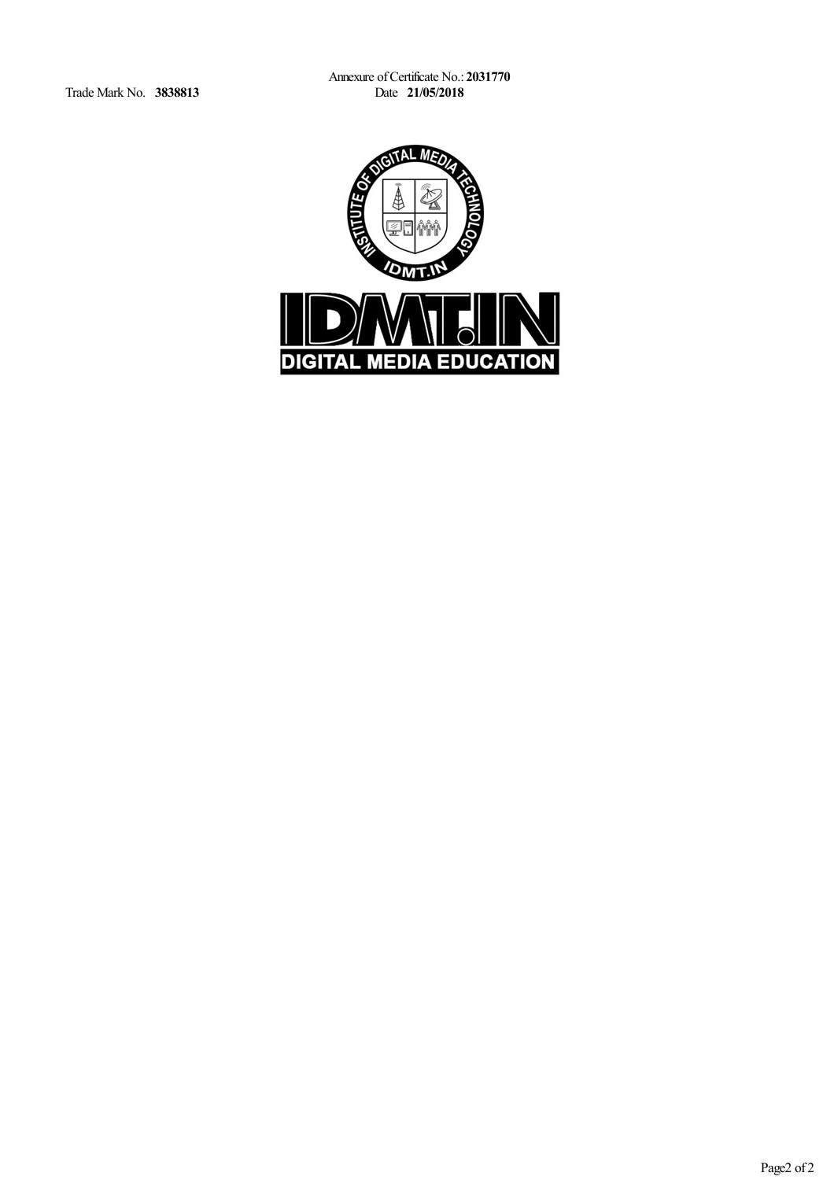Trade Mark No. **3838813**

Annexure of Certificate No.: **2031770**
Date **21/05/2018**

INSTITUTE OF DIGITAL MEDIA TECHNOLOGY

IDMT.IN

IDMT.IN

DIGITAL MEDIA EDUCATION